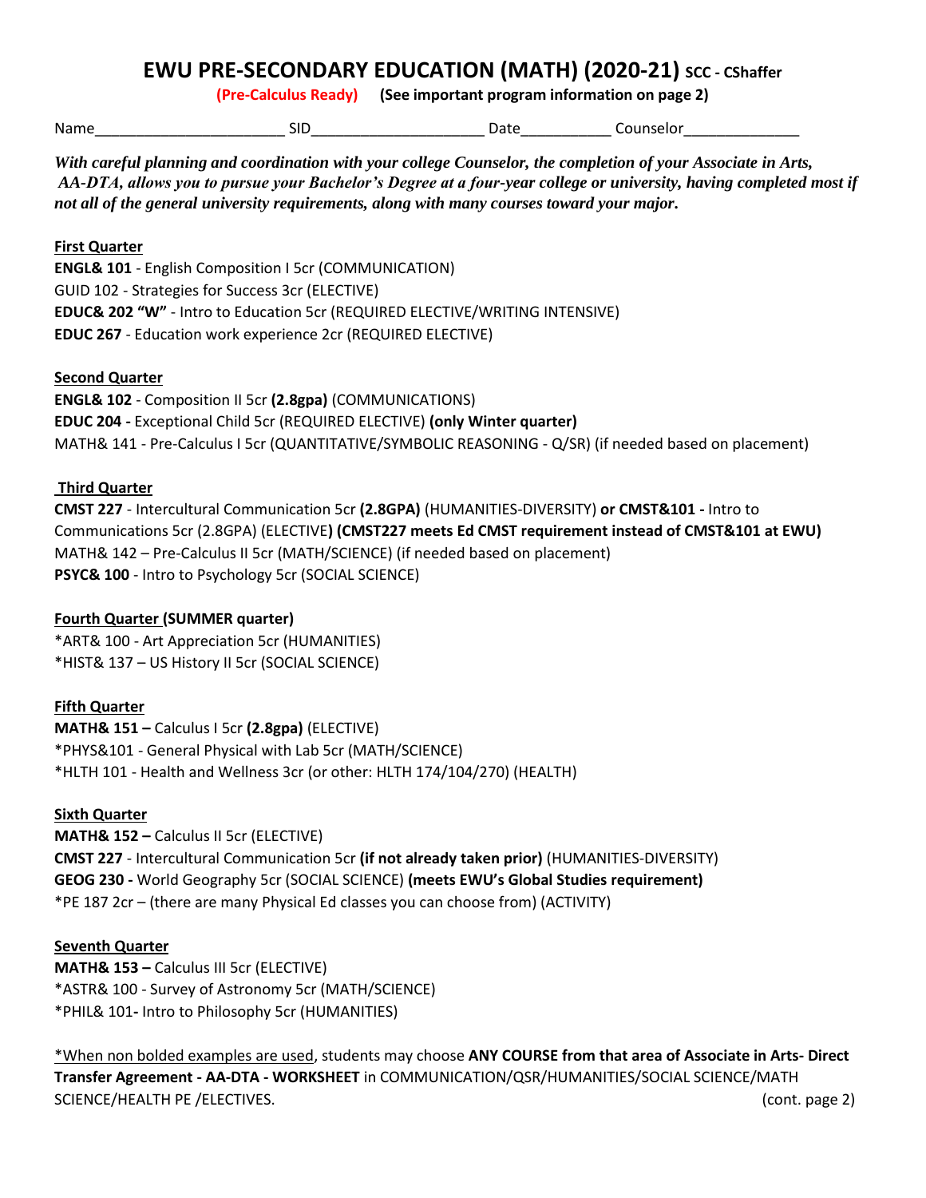# EWU PRE-SECONDARY EDUCATION (MATH) (2020-21) SCC - CShaffer

**(Pre-Calculus Ready)** **(See important program information on page 2)**

Name______________________ SID____________________ Date__________ Counselor_____________

***With careful planning and coordination with your college Counselor, the completion of your Associate in Arts, AA-DTA, allows you to pursue your Bachelor's Degree at a four-year college or university, having completed most if not all of the general university requirements, along with many courses toward your major.***

**First Quarter**

**ENGL& 101** - English Composition I 5cr (COMMUNICATION)
GUID 102 - Strategies for Success 3cr (ELECTIVE)
**EDUC& 202 "W"** - Intro to Education 5cr (REQUIRED ELECTIVE/WRITING INTENSIVE)
**EDUC 267** - Education work experience 2cr (REQUIRED ELECTIVE)

**Second Quarter**

**ENGL& 102** - Composition II 5cr **(2.8gpa)** (COMMUNICATIONS)
**EDUC 204 -** Exceptional Child 5cr (REQUIRED ELECTIVE) **(only Winter quarter)**
MATH& 141 - Pre-Calculus I 5cr (QUANTITATIVE/SYMBOLIC REASONING - Q/SR) (if needed based on placement)

**Third Quarter**

**CMST 227** - Intercultural Communication 5cr **(2.8GPA)** (HUMANITIES-DIVERSITY) **or CMST&101 -** Intro to Communications 5cr (2.8GPA) (ELECTIVE**) (CMST227 meets Ed CMST requirement instead of CMST&101 at EWU)**
MATH& 142 – Pre-Calculus II 5cr (MATH/SCIENCE) (if needed based on placement)
**PSYC& 100** - Intro to Psychology 5cr (SOCIAL SCIENCE)

**Fourth Quarter (SUMMER quarter)**

*ART& 100 - Art Appreciation 5cr (HUMANITIES)
*HIST& 137 – US History II 5cr (SOCIAL SCIENCE)

**Fifth Quarter**

**MATH& 151 –** Calculus I 5cr **(2.8gpa)** (ELECTIVE)
*PHYS&101 - General Physical with Lab 5cr (MATH/SCIENCE)
*HLTH 101 - Health and Wellness 3cr (or other: HLTH 174/104/270) (HEALTH)

**Sixth Quarter**

**MATH& 152 –** Calculus II 5cr (ELECTIVE)
**CMST 227** - Intercultural Communication 5cr **(if not already taken prior)** (HUMANITIES-DIVERSITY)
**GEOG 230 -** World Geography 5cr (SOCIAL SCIENCE) **(meets EWU's Global Studies requirement)**
*PE 187 2cr – (there are many Physical Ed classes you can choose from) (ACTIVITY)

**Seventh Quarter**

**MATH& 153 –** Calculus III 5cr (ELECTIVE)
*ASTR& 100 - Survey of Astronomy 5cr (MATH/SCIENCE)
*PHIL& 101**-** Intro to Philosophy 5cr (HUMANITIES)

*When non bolded examples are used, students may choose **ANY COURSE from that area of Associate in Arts- Direct Transfer Agreement - AA-DTA - WORKSHEET** in COMMUNICATION/QSR/HUMANITIES/SOCIAL SCIENCE/MATH SCIENCE/HEALTH PE /ELECTIVES.

(cont. page 2)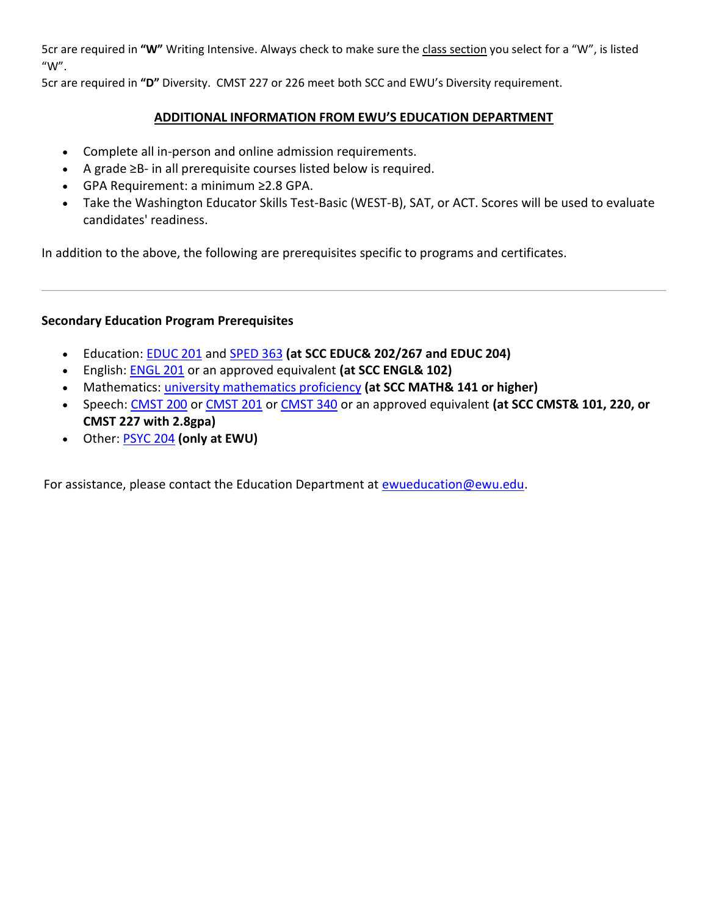5cr are required in **"W"** Writing Intensive. Always check to make sure the class section you select for a "W", is listed "W".

5cr are required in **"D"** Diversity. CMST 227 or 226 meet both SCC and EWU's Diversity requirement.

## ADDITIONAL INFORMATION FROM EWU'S EDUCATION DEPARTMENT

- Complete all in-person and online admission requirements.
- A grade ≥B- in all prerequisite courses listed below is required.
- GPA Requirement: a minimum ≥2.8 GPA.
- Take the Washington Educator Skills Test-Basic (WEST-B), SAT, or ACT. Scores will be used to evaluate candidates' readiness.

In addition to the above, the following are prerequisites specific to programs and certificates.

---

**Secondary Education Program Prerequisites**

- Education: EDUC 201 and SPED 363 **(at SCC EDUC& 202/267 and EDUC 204)**
- English: ENGL 201 or an approved equivalent **(at SCC ENGL& 102)**
- Mathematics: university mathematics proficiency **(at SCC MATH& 141 or higher)**
- Speech: CMST 200 or CMST 201 or CMST 340 or an approved equivalent **(at SCC CMST& 101, 220, or CMST 227 with 2.8gpa)**
- Other: PSYC 204 **(only at EWU)**

For assistance, please contact the Education Department at ewueducation@ewu.edu.